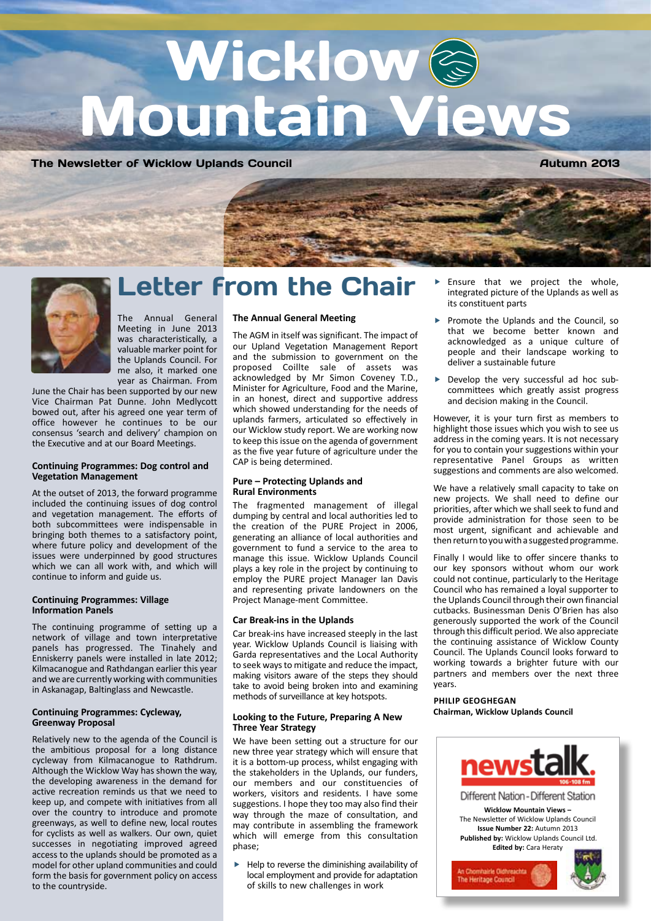# Wicklow Mountain Views

**The Newsletter of Wicklow Uplands Council** — **Autumn 2013**

## Letter from the Chair

The Annual General Meeting in June 2013 was characteristically, a valuable marker point for the Uplands Council. For me also, it marked one year as Chairman. From June the Chair has been supported by our new Vice Chairman Pat Dunne. John Medlycott bowed out, after his agreed one year term of office however he continues to be our consensus 'search and delivery' champion on the Executive and at our Board Meetings.

### Continuing Programmes: Dog control and Vegetation Management

At the outset of 2013, the forward programme included the continuing issues of dog control and vegetation management. The efforts of both subcommittees were indispensable in bringing both themes to a satisfactory point, where future policy and development of the issues were underpinned by good structures which we can all work with, and which will continue to inform and guide us.

### Continuing Programmes: Village Information Panels

The continuing programme of setting up a network of village and town interpretative panels has progressed. The Tinahely and Enniskerry panels were installed in late 2012; Kilmacanogue and Rathdangan earlier this year and we are currently working with communities in Askanagap, Baltinglass and Newcastle.

### Continuing Programmes: Cycleway, Greenway Proposal

Relatively new to the agenda of the Council is the ambitious proposal for a long distance cycleway from Kilmacanogue to Rathdrum. Although the Wicklow Way has shown the way, the developing awareness in the demand for active recreation reminds us that we need to keep up, and compete with initiatives from all over the country to introduce and promote greenways, as well to define new, local routes for cyclists as well as walkers. Our own, quiet successes in negotiating improved agreed access to the uplands should be promoted as a model for other upland communities and could form the basis for government policy on access to the countryside.

### The Annual General Meeting

The AGM in itself was significant. The impact of our Upland Vegetation Management Report and the submission to government on the proposed Coillte sale of assets was acknowledged by Mr Simon Coveney T.D., Minister for Agriculture, Food and the Marine, in an honest, direct and supportive address which showed understanding for the needs of uplands farmers, articulated so effectively in our Wicklow study report. We are working now to keep this issue on the agenda of government as the five year future of agriculture under the CAP is being determined.

### Pure – Protecting Uplands and Rural Environments

The fragmented management of illegal dumping by central and local authorities led to the creation of the PURE Project in 2006, generating an alliance of local authorities and government to fund a service to the area to manage this issue. Wicklow Uplands Council plays a key role in the project by continuing to employ the PURE project Manager Ian Davis and representing private landowners on the Project Manage-ment Committee.

### Car Break-ins in the Uplands

Car break-ins have increased steeply in the last year. Wicklow Uplands Council is liaising with Garda representatives and the Local Authority to seek ways to mitigate and reduce the impact, making visitors aware of the steps they should take to avoid being broken into and examining methods of surveillance at key hotspots.

### Looking to the Future, Preparing A New Three Year Strategy

We have been setting out a structure for our new three year strategy which will ensure that it is a bottom-up process, whilst engaging with the stakeholders in the Uplands, our funders, our members and our constituencies of workers, visitors and residents. I have some suggestions. I hope they too may also find their way through the maze of consultation, and may contribute in assembling the framework which will emerge from this consultation phase;

- Help to reverse the diminishing availability of local employment and provide for adaptation of skills to new challenges in work
- Ensure that we project the whole, integrated picture of the Uplands as well as its constituent parts
- Promote the Uplands and the Council, so that we become better known and acknowledged as a unique culture of people and their landscape working to deliver a sustainable future
- Develop the very successful ad hoc sub-committees which greatly assist progress and decision making in the Council.

However, it is your turn first as members to highlight those issues which you wish to see us address in the coming years. It is not necessary for you to contain your suggestions within your representative Panel Groups as written suggestions and comments are also welcomed.

We have a relatively small capacity to take on new projects. We shall need to define our priorities, after which we shall seek to fund and provide administration for those seen to be most urgent, significant and achievable and then return to you with a suggested programme.

Finally I would like to offer sincere thanks to our key sponsors without whom our work could not continue, particularly to the Heritage Council who has remained a loyal supporter to the Uplands Council through their own financial cutbacks. Businessman Denis O'Brien has also generously supported the work of the Council through this difficult period. We also appreciate the continuing assistance of Wicklow County Council. The Uplands Council looks forward to working towards a brighter future with our partners and members over the next three years.

**PHILIP GEOGHEGAN**
**Chairman, Wicklow Uplands Council**

---

newstalk. 106-108 fm
Different Nation - Different Station

**Wicklow Mountain Views –**
The Newsletter of Wicklow Uplands Council
**Issue Number 22:** Autumn 2013
**Published by:** Wicklow Uplands Council Ltd.
**Edited by:** Cara Heraty

An Chomhairle Oidhreachta
The Heritage Council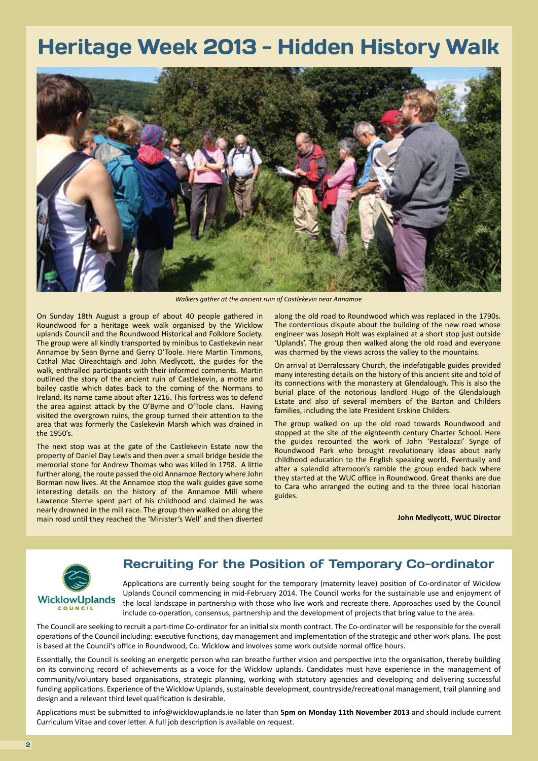# Heritage Week 2013 - Hidden History Walk

*Walkers gather at the ancient ruin of Castlekevin near Annamoe*

On Sunday 18th August a group of about 40 people gathered in Roundwood for a heritage week walk organised by the Wicklow uplands Council and the Roundwood Historical and Folklore Society. The group were all kindly transported by minibus to Castlekevin near Annamoe by Sean Byrne and Gerry O'Toole. Here Martin Timmons, Cathal Mac Oireachtaigh and John Medlycott, the guides for the walk, enthralled participants with their informed comments. Martin outlined the story of the ancient ruin of Castlekevin, a motte and bailey castle which dates back to the coming of the Normans to Ireland. Its name came about after 1216. This fortress was to defend the area against attack by the O'Byrne and O'Toole clans. Having visited the overgrown ruins, the group turned their attention to the area that was formerly the Caslekevin Marsh which was drained in the 1950's.

The next stop was at the gate of the Castlekevin Estate now the property of Daniel Day Lewis and then over a small bridge beside the memorial stone for Andrew Thomas who was killed in 1798. A little further along, the route passed the old Annamoe Rectory where John Borman now lives. At the Annamoe stop the walk guides gave some interesting details on the history of the Annamoe Mill where Lawrence Sterne spent part of his childhood and claimed he was nearly drowned in the mill race. The group then walked on along the main road until they reached the 'Minister's Well' and then diverted along the old road to Roundwood which was replaced in the 1790s. The contentious dispute about the building of the new road whose engineer was Joseph Holt was explained at a short stop just outside 'Uplands'. The group then walked along the old road and everyone was charmed by the views across the valley to the mountains.

On arrival at Derralossary Church, the indefatigable guides provided many interesting details on the history of this ancient site and told of its connections with the monastery at Glendalough. This is also the burial place of the notorious landlord Hugo of the Glendalough Estate and also of several members of the Barton and Childers families, including the late President Erskine Childers.

The group walked on up the old road towards Roundwood and stopped at the site of the eighteenth century Charter School. Here the guides recounted the work of John 'Pestalozzi' Synge of Roundwood Park who brought revolutionary ideas about early childhood education to the English speaking world. Eventually and after a splendid afternoon's ramble the group ended back where they started at the WUC office in Roundwood. Great thanks are due to Cara who arranged the outing and to the three local historian guides.

**John Medlycott, WUC Director**

## Recruiting for the Position of Temporary Co-ordinator

WicklowUplands COUNCIL

Applications are currently being sought for the temporary (maternity leave) position of Co-ordinator of Wicklow Uplands Council commencing in mid-February 2014. The Council works for the sustainable use and enjoyment of the local landscape in partnership with those who live work and recreate there. Approaches used by the Council include co-operation, consensus, partnership and the development of projects that bring value to the area.

The Council are seeking to recruit a part-time Co-ordinator for an initial six month contract. The Co-ordinator will be responsible for the overall operations of the Council including: executive functions, day management and implementation of the strategic and other work plans. The post is based at the Council's office in Roundwood, Co. Wicklow and involves some work outside normal office hours.

Essentially, the Council is seeking an energetic person who can breathe further vision and perspective into the organisation, thereby building on its convincing record of achievements as a voice for the Wicklow uplands. Candidates must have experience in the management of community/voluntary based organisations, strategic planning, working with statutory agencies and developing and delivering successful funding applications. Experience of the Wicklow Uplands, sustainable development, countryside/recreational management, trail planning and design and a relevant third level qualification is desirable.

Applications must be submitted to info@wicklowuplands.ie no later than **5pm on Monday 11th November 2013** and should include current Curriculum Vitae and cover letter. A full job description is available on request.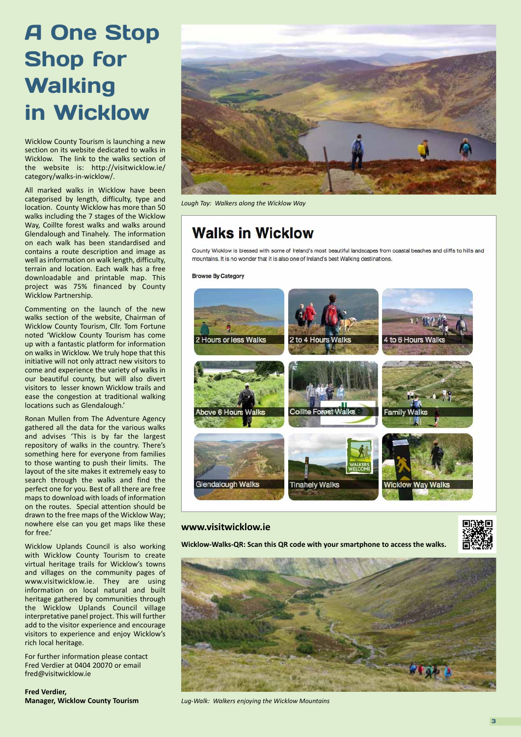# A One Stop Shop for Walking in Wicklow

Wicklow County Tourism is launching a new section on its website dedicated to walks in Wicklow. The link to the walks section of the website is: http://visitwicklow.ie/category/walks-in-wicklow/.

All marked walks in Wicklow have been categorised by length, difficulty, type and location. County Wicklow has more than 50 walks including the 7 stages of the Wicklow Way, Coillte forest walks and walks around Glendalough and Tinahely. The information on each walk has been standardised and contains a route description and image as well as information on walk length, difficulty, terrain and location. Each walk has a free downloadable and printable map. This project was 75% financed by County Wicklow Partnership.

Commenting on the launch of the new walks section of the website, Chairman of Wicklow County Tourism, Cllr. Tom Fortune noted 'Wicklow County Tourism has come up with a fantastic platform for information on walks in Wicklow. We truly hope that this initiative will not only attract new visitors to come and experience the variety of walks in our beautiful county, but will also divert visitors to lesser known Wicklow trails and ease the congestion at traditional walking locations such as Glendalough.'

Ronan Mullen from The Adventure Agency gathered all the data for the various walks and advises 'This is by far the largest repository of walks in the country. There's something here for everyone from families to those wanting to push their limits. The layout of the site makes it extremely easy to search through the walks and find the perfect one for you. Best of all there are free maps to download with loads of information on the routes. Special attention should be drawn to the free maps of the Wicklow Way; nowhere else can you get maps like these for free.'

Wicklow Uplands Council is also working with Wicklow County Tourism to create virtual heritage trails for Wicklow's towns and villages on the community pages of www.visitwicklow.ie. They are using information on local natural and built heritage gathered by communities through the Wicklow Uplands Council village interpretative panel project. This will further add to the visitor experience and encourage visitors to experience and enjoy Wicklow's rich local heritage.

For further information please contact Fred Verdier at 0404 20070 or email fred@visitwicklow.ie

**Fred Verdier,**
**Manager, Wicklow County Tourism**

*Lough Tay: Walkers along the Wicklow Way*

## Walks in Wicklow

County Wicklow is blessed with some of Ireland's most beautiful landscapes from coastal beaches and cliffs to hills and mountains. It is no wonder that it is also one of Ireland's best Walking destinations.

**Browse By Category**

- 2 Hours or less Walks
- 2 to 4 Hours Walks
- 4 to 6 Hours Walks
- Above 6 Hours Walks
- Coillte Forest Walks
- Family Walks
- Glendalough Walks
- Tinahely Walks
- Wicklow Way Walks

**www.visitwicklow.ie**

**Wicklow-Walks-QR: Scan this QR code with your smartphone to access the walks.**

*Lug-Walk: Walkers enjoying the Wicklow Mountains*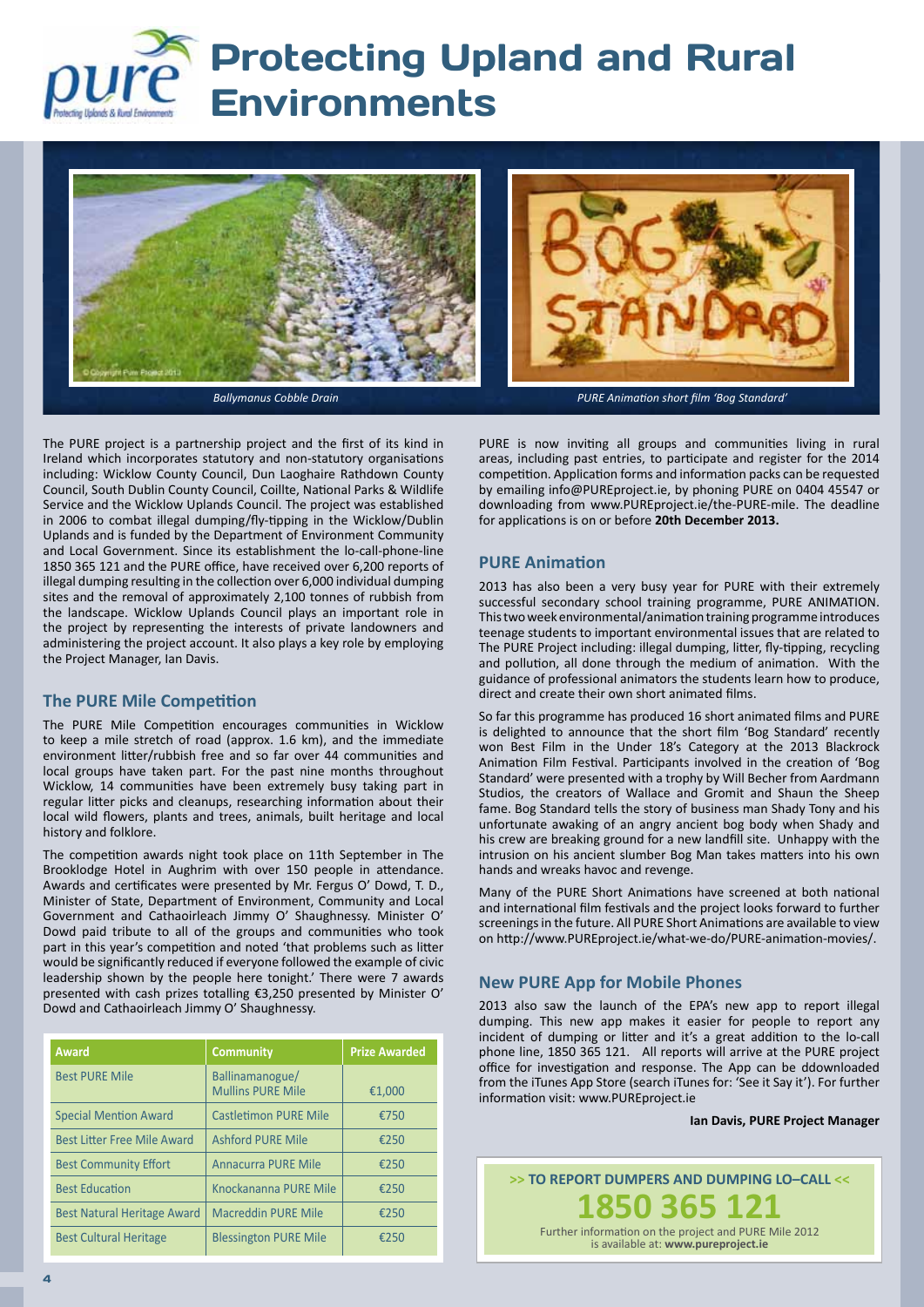# Protecting Upland and Rural Environments

*Ballymanus Cobble Drain*

*PURE Animation short film 'Bog Standard'*

The PURE project is a partnership project and the first of its kind in Ireland which incorporates statutory and non-statutory organisations including: Wicklow County Council, Dun Laoghaire Rathdown County Council, South Dublin County Council, Coillte, National Parks & Wildlife Service and the Wicklow Uplands Council. The project was established in 2006 to combat illegal dumping/fly-tipping in the Wicklow/Dublin Uplands and is funded by the Department of Environment Community and Local Government. Since its establishment the lo-call-phone-line 1850 365 121 and the PURE office, have received over 6,200 reports of illegal dumping resulting in the collection over 6,000 individual dumping sites and the removal of approximately 2,100 tonnes of rubbish from the landscape. Wicklow Uplands Council plays an important role in the project by representing the interests of private landowners and administering the project account. It also plays a key role by employing the Project Manager, Ian Davis.

## The PURE Mile Competition

The PURE Mile Competition encourages communities in Wicklow to keep a mile stretch of road (approx. 1.6 km), and the immediate environment litter/rubbish free and so far over 44 communities and local groups have taken part. For the past nine months throughout Wicklow, 14 communities have been extremely busy taking part in regular litter picks and cleanups, researching information about their local wild flowers, plants and trees, animals, built heritage and local history and folklore.

The competition awards night took place on 11th September in The Brooklodge Hotel in Aughrim with over 150 people in attendance. Awards and certificates were presented by Mr. Fergus O' Dowd, T. D., Minister of State, Department of Environment, Community and Local Government and Cathaoirleach Jimmy O' Shaughnessy. Minister O' Dowd paid tribute to all of the groups and communities who took part in this year's competition and noted 'that problems such as litter would be significantly reduced if everyone followed the example of civic leadership shown by the people here tonight.' There were 7 awards presented with cash prizes totalling €3,250 presented by Minister O' Dowd and Cathaoirleach Jimmy O' Shaughnessy.

| Award | Community | Prize Awarded |
|---|---|---|
| Best PURE Mile | Ballinamanogue/ Mullins PURE Mile | €1,000 |
| Special Mention Award | Castletimon PURE Mile | €750 |
| Best Litter Free Mile Award | Ashford PURE Mile | €250 |
| Best Community Effort | Annacurra PURE Mile | €250 |
| Best Education | Knockananna PURE Mile | €250 |
| Best Natural Heritage Award | Macreddin PURE Mile | €250 |
| Best Cultural Heritage | Blessington PURE Mile | €250 |

PURE is now inviting all groups and communities living in rural areas, including past entries, to participate and register for the 2014 competition. Application forms and information packs can be requested by emailing info@PUREproject.ie, by phoning PURE on 0404 45547 or downloading from www.PUREproject.ie/the-PURE-mile. The deadline for applications is on or before **20th December 2013.**

## PURE Animation

2013 has also been a very busy year for PURE with their extremely successful secondary school training programme, PURE ANIMATION. This two week environmental/animation training programme introduces teenage students to important environmental issues that are related to The PURE Project including: illegal dumping, litter, fly-tipping, recycling and pollution, all done through the medium of animation. With the guidance of professional animators the students learn how to produce, direct and create their own short animated films.

So far this programme has produced 16 short animated films and PURE is delighted to announce that the short film 'Bog Standard' recently won Best Film in the Under 18's Category at the 2013 Blackrock Animation Film Festival. Participants involved in the creation of 'Bog Standard' were presented with a trophy by Will Becher from Aardmann Studios, the creators of Wallace and Gromit and Shaun the Sheep fame. Bog Standard tells the story of business man Shady Tony and his unfortunate awaking of an angry ancient bog body when Shady and his crew are breaking ground for a new landfill site. Unhappy with the intrusion on his ancient slumber Bog Man takes matters into his own hands and wreaks havoc and revenge.

Many of the PURE Short Animations have screened at both national and international film festivals and the project looks forward to further screenings in the future. All PURE Short Animations are available to view on http://www.PUREproject.ie/what-we-do/PURE-animation-movies/.

## New PURE App for Mobile Phones

2013 also saw the launch of the EPA's new app to report illegal dumping. This new app makes it easier for people to report any incident of dumping or litter and it's a great addition to the lo-call phone line, 1850 365 121. All reports will arrive at the PURE project office for investigation and response. The App can be ddownloaded from the iTunes App Store (search iTunes for: 'See it Say it'). For further information visit: www.PUREproject.ie

**Ian Davis, PURE Project Manager**

**>> TO REPORT DUMPERS AND DUMPING LO–CALL <<**

**1850 365 121**

Further information on the project and PURE Mile 2012 is available at: **www.pureproject.ie**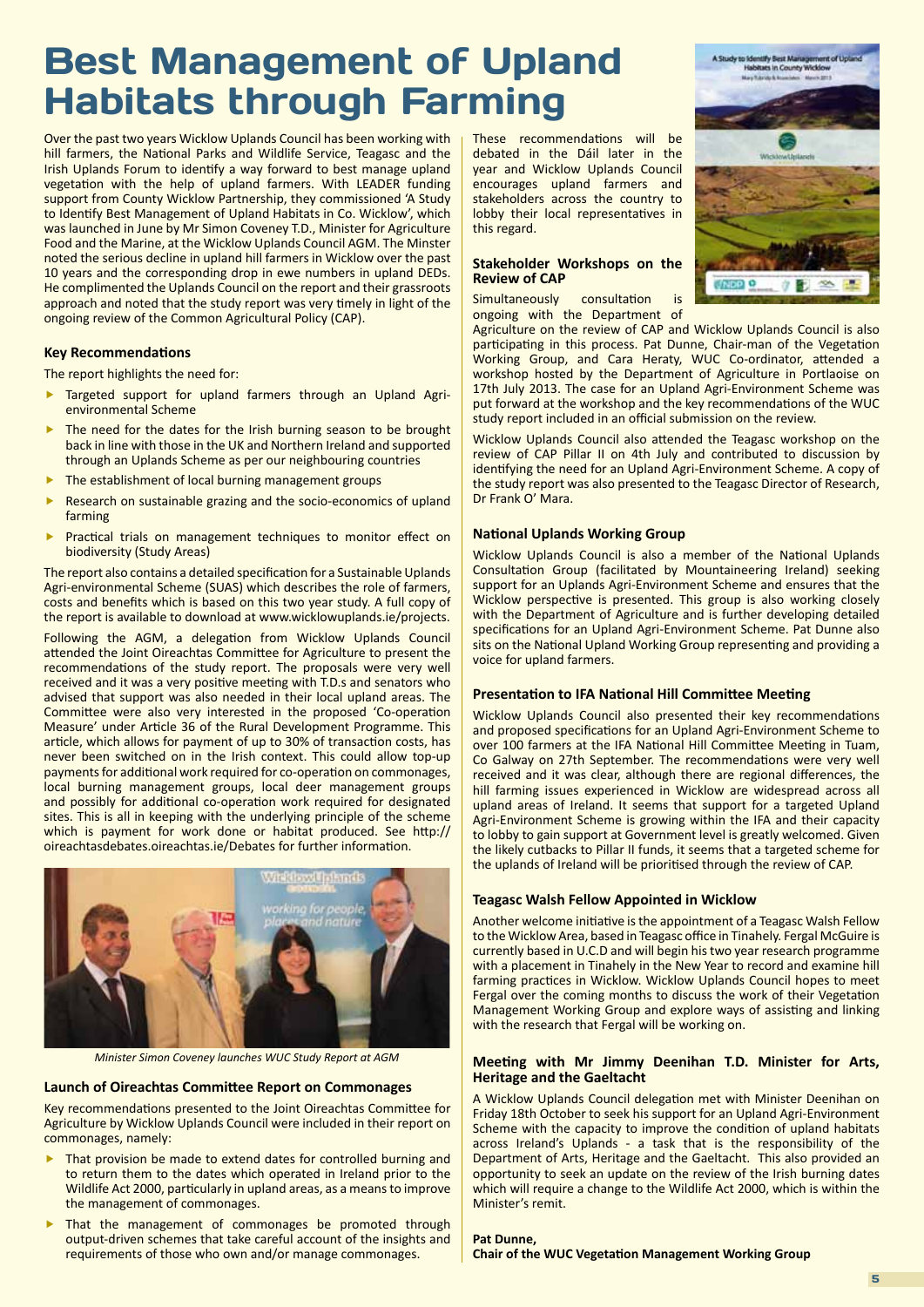# Best Management of Upland Habitats through Farming

Over the past two years Wicklow Uplands Council has been working with hill farmers, the National Parks and Wildlife Service, Teagasc and the Irish Uplands Forum to identify a way forward to best manage upland vegetation with the help of upland farmers. With LEADER funding support from County Wicklow Partnership, they commissioned 'A Study to Identify Best Management of Upland Habitats in Co. Wicklow', which was launched in June by Mr Simon Coveney T.D., Minister for Agriculture Food and the Marine, at the Wicklow Uplands Council AGM. The Minster noted the serious decline in upland hill farmers in Wicklow over the past 10 years and the corresponding drop in ewe numbers in upland DEDs. He complimented the Uplands Council on the report and their grassroots approach and noted that the study report was very timely in light of the ongoing review of the Common Agricultural Policy (CAP).

### Key Recommendations

The report highlights the need for:

- Targeted support for upland farmers through an Upland Agri-environmental Scheme
- The need for the dates for the Irish burning season to be brought back in line with those in the UK and Northern Ireland and supported through an Uplands Scheme as per our neighbouring countries
- The establishment of local burning management groups
- Research on sustainable grazing and the socio-economics of upland farming
- Practical trials on management techniques to monitor effect on biodiversity (Study Areas)

The report also contains a detailed specification for a Sustainable Uplands Agri-environmental Scheme (SUAS) which describes the role of farmers, costs and benefits which is based on this two year study. A full copy of the report is available to download at www.wicklowuplands.ie/projects.

Following the AGM, a delegation from Wicklow Uplands Council attended the Joint Oireachtas Committee for Agriculture to present the recommendations of the study report. The proposals were very well received and it was a very positive meeting with T.D.s and senators who advised that support was also needed in their local upland areas. The Committee were also very interested in the proposed 'Co-operation Measure' under Article 36 of the Rural Development Programme. This article, which allows for payment of up to 30% of transaction costs, has never been switched on in the Irish context. This could allow top-up payments for additional work required for co-operation on commonages, local burning management groups, local deer management groups and possibly for additional co-operation work required for designated sites. This is all in keeping with the underlying principle of the scheme which is payment for work done or habitat produced. See http://oireachtasdebates.oireachtas.ie/Debates for further information.

*Minister Simon Coveney launches WUC Study Report at AGM*

### Launch of Oireachtas Committee Report on Commonages

Key recommendations presented to the Joint Oireachtas Committee for Agriculture by Wicklow Uplands Council were included in their report on commonages, namely:

- That provision be made to extend dates for controlled burning and to return them to the dates which operated in Ireland prior to the Wildlife Act 2000, particularly in upland areas, as a means to improve the management of commonages.
- That the management of commonages be promoted through output-driven schemes that take careful account of the insights and requirements of those who own and/or manage commonages.

These recommendations will be debated in the Dáil later in the year and Wicklow Uplands Council encourages upland farmers and stakeholders across the country to lobby their local representatives in this regard.

### Stakeholder Workshops on the Review of CAP

Simultaneously consultation is ongoing with the Department of Agriculture on the review of CAP and Wicklow Uplands Council is also participating in this process. Pat Dunne, Chair-man of the Vegetation Working Group, and Cara Heraty, WUC Co-ordinator, attended a workshop hosted by the Department of Agriculture in Portlaoise on 17th July 2013. The case for an Upland Agri-Environment Scheme was put forward at the workshop and the key recommendations of the WUC study report included in an official submission on the review.

Wicklow Uplands Council also attended the Teagasc workshop on the review of CAP Pillar II on 4th July and contributed to discussion by identifying the need for an Upland Agri-Environment Scheme. A copy of the study report was also presented to the Teagasc Director of Research, Dr Frank O' Mara.

### National Uplands Working Group

Wicklow Uplands Council is also a member of the National Uplands Consultation Group (facilitated by Mountaineering Ireland) seeking support for an Uplands Agri-Environment Scheme and ensures that the Wicklow perspective is presented. This group is also working closely with the Department of Agriculture and is further developing detailed specifications for an Upland Agri-Environment Scheme. Pat Dunne also sits on the National Upland Working Group representing and providing a voice for upland farmers.

### Presentation to IFA National Hill Committee Meeting

Wicklow Uplands Council also presented their key recommendations and proposed specifications for an Upland Agri-Environment Scheme to over 100 farmers at the IFA National Hill Committee Meeting in Tuam, Co Galway on 27th September. The recommendations were very well received and it was clear, although there are regional differences, the hill farming issues experienced in Wicklow are widespread across all upland areas of Ireland. It seems that support for a targeted Upland Agri-Environment Scheme is growing within the IFA and their capacity to lobby to gain support at Government level is greatly welcomed. Given the likely cutbacks to Pillar II funds, it seems that a targeted scheme for the uplands of Ireland will be prioritised through the review of CAP.

### Teagasc Walsh Fellow Appointed in Wicklow

Another welcome initiative is the appointment of a Teagasc Walsh Fellow to the Wicklow Area, based in Teagasc office in Tinahely. Fergal McGuire is currently based in U.C.D and will begin his two year research programme with a placement in Tinahely in the New Year to record and examine hill farming practices in Wicklow. Wicklow Uplands Council hopes to meet Fergal over the coming months to discuss the work of their Vegetation Management Working Group and explore ways of assisting and linking with the research that Fergal will be working on.

### Meeting with Mr Jimmy Deenihan T.D. Minister for Arts, Heritage and the Gaeltacht

A Wicklow Uplands Council delegation met with Minister Deenihan on Friday 18th October to seek his support for an Upland Agri-Environment Scheme with the capacity to improve the condition of upland habitats across Ireland's Uplands - a task that is the responsibility of the Department of Arts, Heritage and the Gaeltacht. This also provided an opportunity to seek an update on the review of the Irish burning dates which will require a change to the Wildlife Act 2000, which is within the Minister's remit.

**Pat Dunne,**
**Chair of the WUC Vegetation Management Working Group**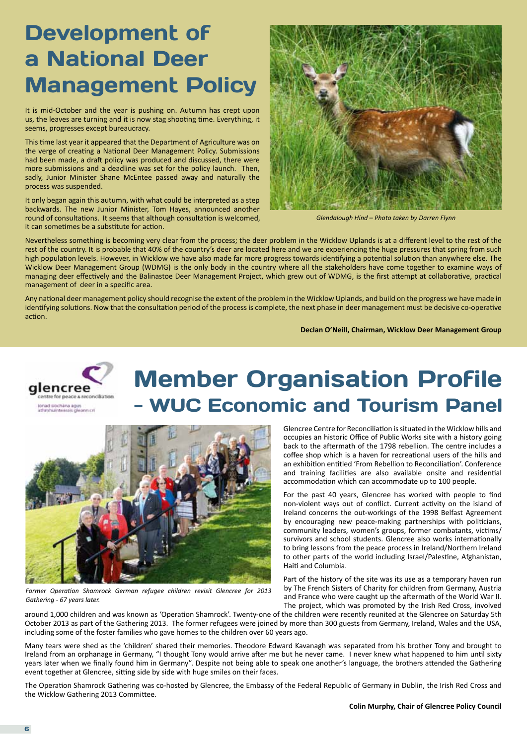# Development of a National Deer Management Policy

It is mid-October and the year is pushing on. Autumn has crept upon us, the leaves are turning and it is now stag shooting time. Everything, it seems, progresses except bureaucracy.

This time last year it appeared that the Department of Agriculture was on the verge of creating a National Deer Management Policy. Submissions had been made, a draft policy was produced and discussed, there were more submissions and a deadline was set for the policy launch. Then, sadly, Junior Minister Shane McEntee passed away and naturally the process was suspended.

It only began again this autumn, with what could be interpreted as a step backwards. The new Junior Minister, Tom Hayes, announced another round of consultations. It seems that although consultation is welcomed, it can sometimes be a substitute for action.

*Glendalough Hind – Photo taken by Darren Flynn*

Nevertheless something is becoming very clear from the process; the deer problem in the Wicklow Uplands is at a different level to the rest of the rest of the country. It is probable that 40% of the country's deer are located here and we are experiencing the huge pressures that spring from such high population levels. However, in Wicklow we have also made far more progress towards identifying a potential solution than anywhere else. The Wicklow Deer Management Group (WDMG) is the only body in the country where all the stakeholders have come together to examine ways of managing deer effectively and the Balinastoe Deer Management Project, which grew out of WDMG, is the first attempt at collaborative, practical management of deer in a specific area.

Any national deer management policy should recognise the extent of the problem in the Wicklow Uplands, and build on the progress we have made in identifying solutions. Now that the consultation period of the process is complete, the next phase in deer management must be decisive co-operative action.

**Declan O'Neill, Chairman, Wicklow Deer Management Group**

# Member Organisation Profile - WUC Economic and Tourism Panel

glencree
centre for peace & reconciliation
ionad síochána agus athmhuintearais gleann crí

Glencree Centre for Reconciliation is situated in the Wicklow hills and occupies an historic Office of Public Works site with a history going back to the aftermath of the 1798 rebellion. The centre includes a coffee shop which is a haven for recreational users of the hills and an exhibition entitled 'From Rebellion to Reconciliation'. Conference and training facilities are also available onsite and residential accommodation which can accommodate up to 100 people.

For the past 40 years, Glencree has worked with people to find non-violent ways out of conflict. Current activity on the island of Ireland concerns the out-workings of the 1998 Belfast Agreement by encouraging new peace-making partnerships with politicians, community leaders, women's groups, former combatants, victims/survivors and school students. Glencree also works internationally to bring lessons from the peace process in Ireland/Northern Ireland to other parts of the world including Israel/Palestine, Afghanistan, Haiti and Columbia.

*Former Operation Shamrock German refugee children revisit Glencree for 2013 Gathering - 67 years later.*

Part of the history of the site was its use as a temporary haven run by The French Sisters of Charity for children from Germany, Austria and France who were caught up the aftermath of the World War II. The project, which was promoted by the Irish Red Cross, involved around 1,000 children and was known as 'Operation Shamrock'. Twenty-one of the children were recently reunited at the Glencree on Saturday 5th October 2013 as part of the Gathering 2013. The former refugees were joined by more than 300 guests from Germany, Ireland, Wales and the USA, including some of the foster families who gave homes to the children over 60 years ago.

Many tears were shed as the 'children' shared their memories. Theodore Edward Kavanagh was separated from his brother Tony and brought to Ireland from an orphanage in Germany, "I thought Tony would arrive after me but he never came. I never knew what happened to him until sixty years later when we finally found him in Germany". Despite not being able to speak one another's language, the brothers attended the Gathering event together at Glencree, sitting side by side with huge smiles on their faces.

The Operation Shamrock Gathering was co-hosted by Glencree, the Embassy of the Federal Republic of Germany in Dublin, the Irish Red Cross and the Wicklow Gathering 2013 Committee.

**Colin Murphy, Chair of Glencree Policy Council**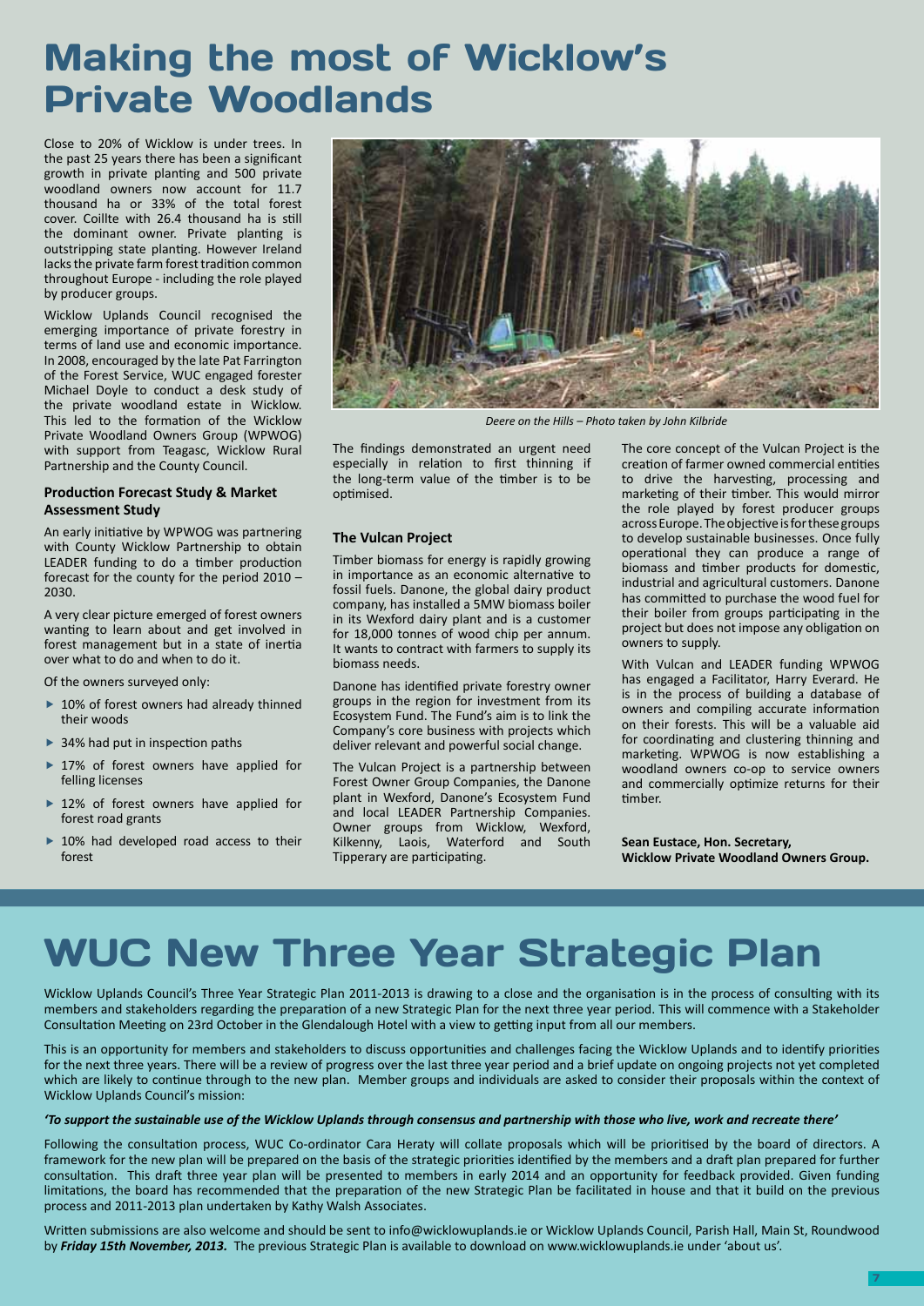# Making the most of Wicklow's Private Woodlands

Close to 20% of Wicklow is under trees. In the past 25 years there has been a significant growth in private planting and 500 private woodland owners now account for 11.7 thousand ha or 33% of the total forest cover. Coillte with 26.4 thousand ha is still the dominant owner. Private planting is outstripping state planting. However Ireland lacks the private farm forest tradition common throughout Europe - including the role played by producer groups.

Wicklow Uplands Council recognised the emerging importance of private forestry in terms of land use and economic importance. In 2008, encouraged by the late Pat Farrington of the Forest Service, WUC engaged forester Michael Doyle to conduct a desk study of the private woodland estate in Wicklow. This led to the formation of the Wicklow Private Woodland Owners Group (WPWOG) with support from Teagasc, Wicklow Rural Partnership and the County Council.

### Production Forecast Study & Market Assessment Study

An early initiative by WPWOG was partnering with County Wicklow Partnership to obtain LEADER funding to do a timber production forecast for the county for the period 2010 – 2030.

A very clear picture emerged of forest owners wanting to learn about and get involved in forest management but in a state of inertia over what to do and when to do it.

Of the owners surveyed only:

- 10% of forest owners had already thinned their woods
- 34% had put in inspection paths
- 17% of forest owners have applied for felling licenses
- 12% of forest owners have applied for forest road grants
- 10% had developed road access to their forest

*Deere on the Hills – Photo taken by John Kilbride*

The findings demonstrated an urgent need especially in relation to first thinning if the long-term value of the timber is to be optimised.

### The Vulcan Project

Timber biomass for energy is rapidly growing in importance as an economic alternative to fossil fuels. Danone, the global dairy product company, has installed a 5MW biomass boiler in its Wexford dairy plant and is a customer for 18,000 tonnes of wood chip per annum. It wants to contract with farmers to supply its biomass needs.

Danone has identified private forestry owner groups in the region for investment from its Ecosystem Fund. The Fund's aim is to link the Company's core business with projects which deliver relevant and powerful social change.

The Vulcan Project is a partnership between Forest Owner Group Companies, the Danone plant in Wexford, Danone's Ecosystem Fund and local LEADER Partnership Companies. Owner groups from Wicklow, Wexford, Kilkenny, Laois, Waterford and South Tipperary are participating.

The core concept of the Vulcan Project is the creation of farmer owned commercial entities to drive the harvesting, processing and marketing of their timber. This would mirror the role played by forest producer groups across Europe. The objective is for these groups to develop sustainable businesses. Once fully operational they can produce a range of biomass and timber products for domestic, industrial and agricultural customers. Danone has committed to purchase the wood fuel for their boiler from groups participating in the project but does not impose any obligation on owners to supply.

With Vulcan and LEADER funding WPWOG has engaged a Facilitator, Harry Everard. He is in the process of building a database of owners and compiling accurate information on their forests. This will be a valuable aid for coordinating and clustering thinning and marketing. WPWOG is now establishing a woodland owners co-op to service owners and commercially optimize returns for their timber.

**Sean Eustace, Hon. Secretary,**
**Wicklow Private Woodland Owners Group.**

# WUC New Three Year Strategic Plan

Wicklow Uplands Council's Three Year Strategic Plan 2011-2013 is drawing to a close and the organisation is in the process of consulting with its members and stakeholders regarding the preparation of a new Strategic Plan for the next three year period. This will commence with a Stakeholder Consultation Meeting on 23rd October in the Glendalough Hotel with a view to getting input from all our members.

This is an opportunity for members and stakeholders to discuss opportunities and challenges facing the Wicklow Uplands and to identify priorities for the next three years. There will be a review of progress over the last three year period and a brief update on ongoing projects not yet completed which are likely to continue through to the new plan. Member groups and individuals are asked to consider their proposals within the context of Wicklow Uplands Council's mission:

***'To support the sustainable use of the Wicklow Uplands through consensus and partnership with those who live, work and recreate there'***

Following the consultation process, WUC Co-ordinator Cara Heraty will collate proposals which will be prioritised by the board of directors. A framework for the new plan will be prepared on the basis of the strategic priorities identified by the members and a draft plan prepared for further consultation. This draft three year plan will be presented to members in early 2014 and an opportunity for feedback provided. Given funding limitations, the board has recommended that the preparation of the new Strategic Plan be facilitated in house and that it build on the previous process and 2011-2013 plan undertaken by Kathy Walsh Associates.

Written submissions are also welcome and should be sent to info@wicklowuplands.ie or Wicklow Uplands Council, Parish Hall, Main St, Roundwood by ***Friday 15th November, 2013.*** The previous Strategic Plan is available to download on www.wicklowuplands.ie under 'about us'.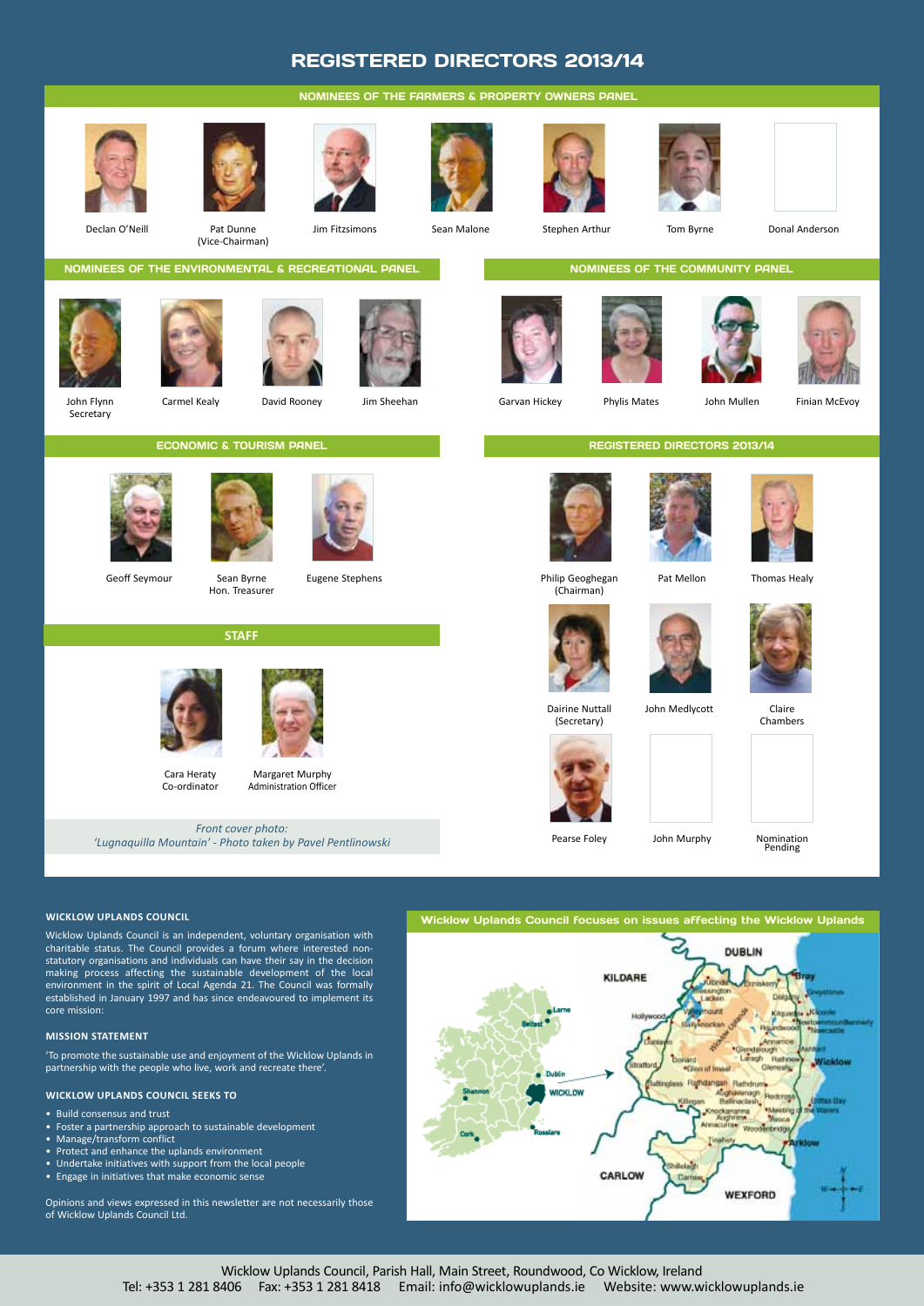# REGISTERED DIRECTORS 2013/14

## NOMINEES OF THE FARMERS & PROPERTY OWNERS PANEL

Declan O'Neill

Pat Dunne (Vice-Chairman)

Jim Fitzsimons

Sean Malone

Stephen Arthur

Tom Byrne

Donal Anderson

## NOMINEES OF THE ENVIRONMENTAL & RECREATIONAL PANEL

John Flynn Secretary

Carmel Kealy

David Rooney

Jim Sheehan

## NOMINEES OF THE COMMUNITY PANEL

Garvan Hickey

Phylis Mates

John Mullen

Finian McEvoy

## ECONOMIC & TOURISM PANEL

Geoff Seymour

Sean Byrne Hon. Treasurer

Eugene Stephens

## REGISTERED DIRECTORS 2013/14

Philip Geoghegan (Chairman)

Pat Mellon

Thomas Healy

Dairine Nuttall (Secretary)

John Medlycott

Claire Chambers

Pearse Foley

John Murphy

Nomination Pending

## STAFF

Cara Heraty Co-ordinator

Margaret Murphy Administration Officer

*Front cover photo:*
*'Lugnaquilla Mountain' - Photo taken by Pavel Pentlinowski*

### WICKLOW UPLANDS COUNCIL

Wicklow Uplands Council is an independent, voluntary organisation with charitable status. The Council provides a forum where interested non-statutory organisations and individuals can have their say in the decision making process affecting the sustainable development of the local environment in the spirit of Local Agenda 21. The Council was formally established in January 1997 and has since endeavoured to implement its core mission:

### MISSION STATEMENT

'To promote the sustainable use and enjoyment of the Wicklow Uplands in partnership with the people who live, work and recreate there'.

### WICKLOW UPLANDS COUNCIL SEEKS TO

- Build consensus and trust
- Foster a partnership approach to sustainable development
- Manage/transform conflict
- Protect and enhance the uplands environment
- Undertake initiatives with support from the local people
- Engage in initiatives that make economic sense

Opinions and views expressed in this newsletter are not necessarily those of Wicklow Uplands Council Ltd.

### Wicklow Uplands Council focuses on issues affecting the Wicklow Uplands

Wicklow Uplands Council, Parish Hall, Main Street, Roundwood, Co Wicklow, Ireland
Tel: +353 1 281 8406 Fax: +353 1 281 8418 Email: info@wicklowuplands.ie Website: www.wicklowuplands.ie